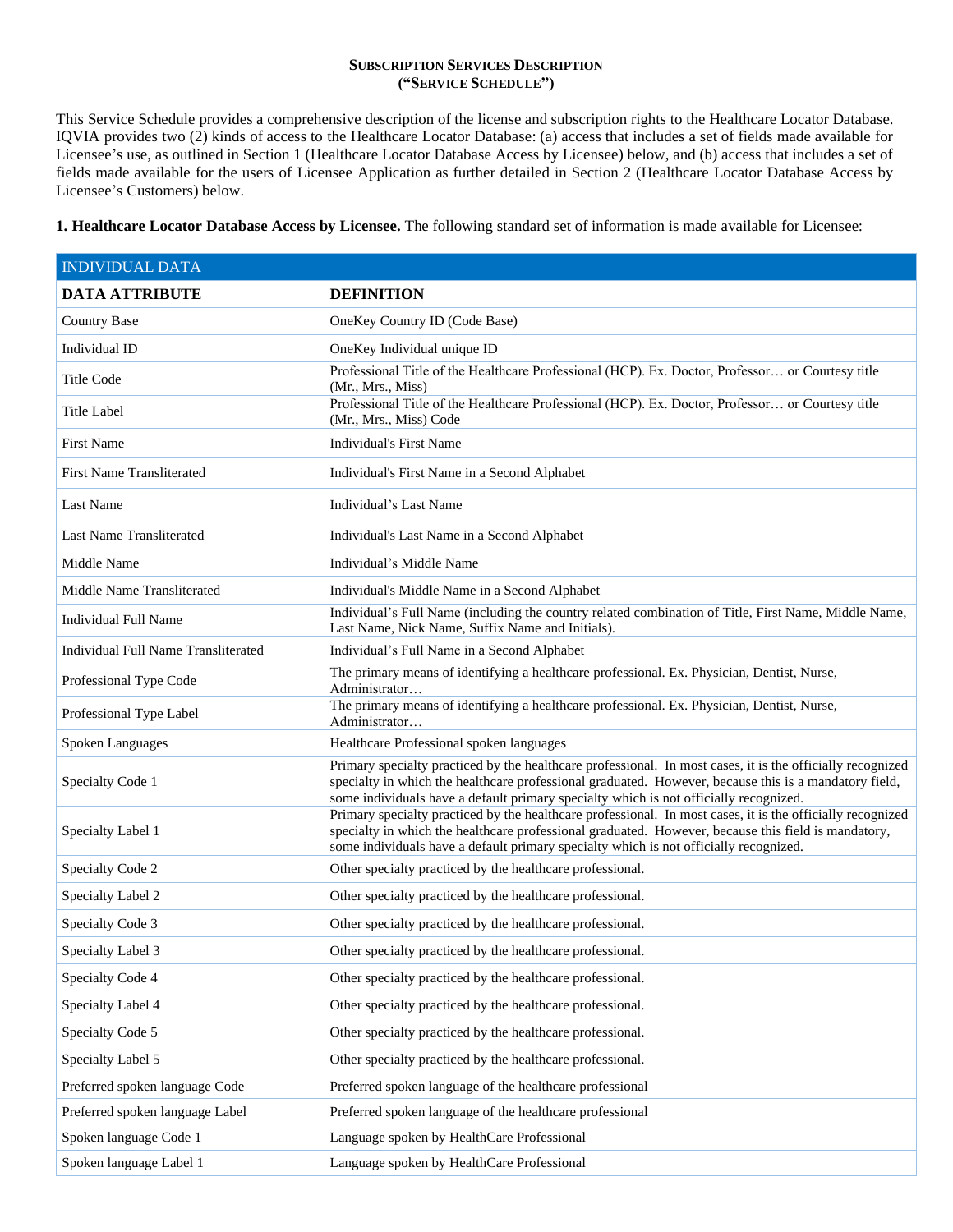**SUBSCRIPTION SERVICES DESCRIPTION**
**("SERVICE SCHEDULE")**

This Service Schedule provides a comprehensive description of the license and subscription rights to the Healthcare Locator Database. IQVIA provides two (2) kinds of access to the Healthcare Locator Database: (a) access that includes a set of fields made available for Licensee's use, as outlined in Section 1 (Healthcare Locator Database Access by Licensee) below, and (b) access that includes a set of fields made available for the users of Licensee Application as further detailed in Section 2 (Healthcare Locator Database Access by Licensee's Customers) below.

**1. Healthcare Locator Database Access by Licensee.** The following standard set of information is made available for Licensee:

| INDIVIDUAL DATA | |
|---|---|
| **DATA ATTRIBUTE** | **DEFINITION** |
| Country Base | OneKey Country ID (Code Base) |
| Individual ID | OneKey Individual unique ID |
| Title Code | Professional Title of the Healthcare Professional (HCP). Ex. Doctor, Professor… or Courtesy title (Mr., Mrs., Miss) |
| Title Label | Professional Title of the Healthcare Professional (HCP). Ex. Doctor, Professor… or Courtesy title (Mr., Mrs., Miss) Code |
| First Name | Individual's First Name |
| First Name Transliterated | Individual's First Name in a Second Alphabet |
| Last Name | Individual's Last Name |
| Last Name Transliterated | Individual's Last Name in a Second Alphabet |
| Middle Name | Individual's Middle Name |
| Middle Name Transliterated | Individual's Middle Name in a Second Alphabet |
| Individual Full Name | Individual's Full Name (including the country related combination of Title, First Name, Middle Name, Last Name, Nick Name, Suffix Name and Initials). |
| Individual Full Name Transliterated | Individual's Full Name in a Second Alphabet |
| Professional Type Code | The primary means of identifying a healthcare professional. Ex. Physician, Dentist, Nurse, Administrator… |
| Professional Type Label | The primary means of identifying a healthcare professional. Ex. Physician, Dentist, Nurse, Administrator… |
| Spoken Languages | Healthcare Professional spoken languages |
| Specialty Code 1 | Primary specialty practiced by the healthcare professional. In most cases, it is the officially recognized specialty in which the healthcare professional graduated. However, because this is a mandatory field, some individuals have a default primary specialty which is not officially recognized. |
| Specialty Label 1 | Primary specialty practiced by the healthcare professional. In most cases, it is the officially recognized specialty in which the healthcare professional graduated. However, because this field is mandatory, some individuals have a default primary specialty which is not officially recognized. |
| Specialty Code 2 | Other specialty practiced by the healthcare professional. |
| Specialty Label 2 | Other specialty practiced by the healthcare professional. |
| Specialty Code 3 | Other specialty practiced by the healthcare professional. |
| Specialty Label 3 | Other specialty practiced by the healthcare professional. |
| Specialty Code 4 | Other specialty practiced by the healthcare professional. |
| Specialty Label 4 | Other specialty practiced by the healthcare professional. |
| Specialty Code 5 | Other specialty practiced by the healthcare professional. |
| Specialty Label 5 | Other specialty practiced by the healthcare professional. |
| Preferred spoken language Code | Preferred spoken language of the healthcare professional |
| Preferred spoken language Label | Preferred spoken language of the healthcare professional |
| Spoken language Code 1 | Language spoken by HealthCare Professional |
| Spoken language Label 1 | Language spoken by HealthCare Professional |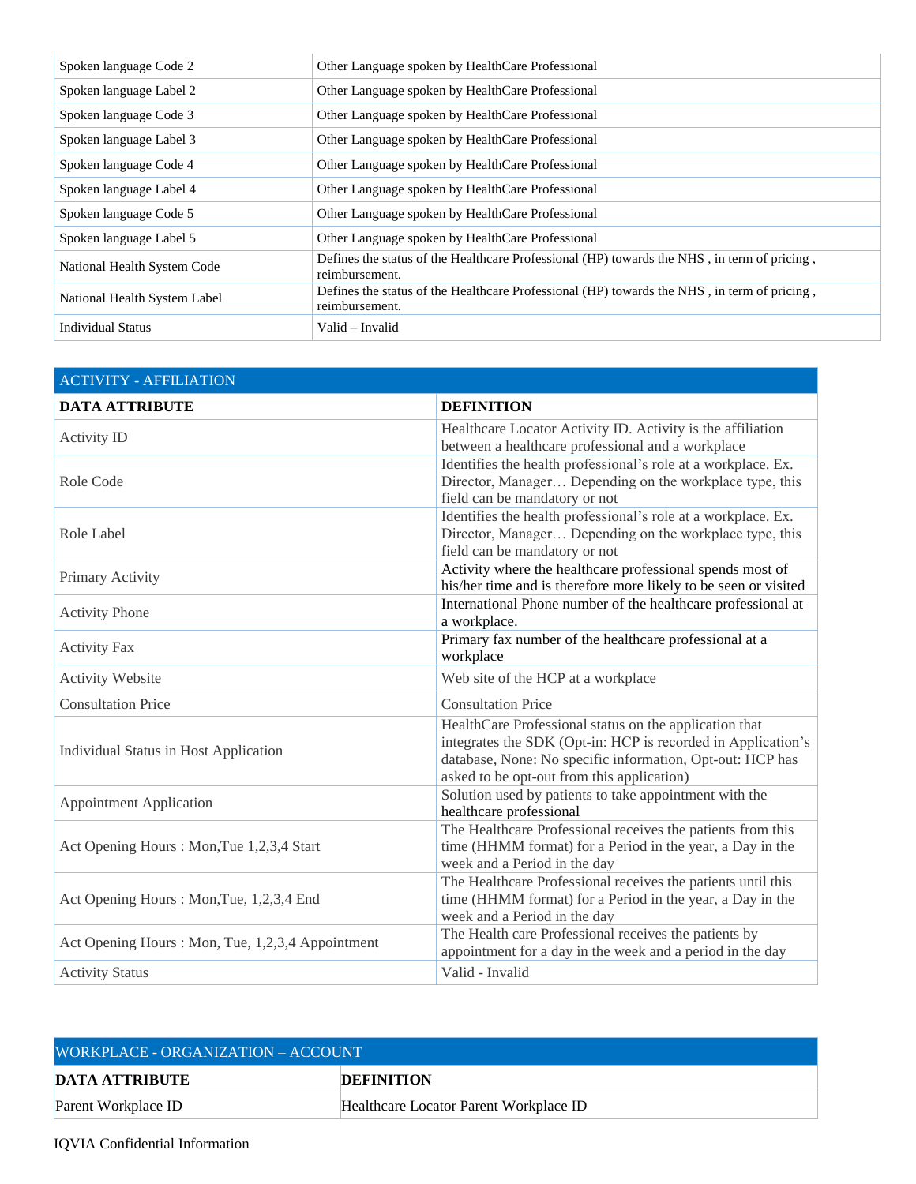| | |
|---|---|
| Spoken language Code 2 | Other Language spoken by HealthCare Professional |
| Spoken language Label 2 | Other Language spoken by HealthCare Professional |
| Spoken language Code 3 | Other Language spoken by HealthCare Professional |
| Spoken language Label 3 | Other Language spoken by HealthCare Professional |
| Spoken language Code 4 | Other Language spoken by HealthCare Professional |
| Spoken language Label 4 | Other Language spoken by HealthCare Professional |
| Spoken language Code 5 | Other Language spoken by HealthCare Professional |
| Spoken language Label 5 | Other Language spoken by HealthCare Professional |
| National Health System Code | Defines the status of the Healthcare Professional (HP) towards the NHS , in term of pricing , reimbursement. |
| National Health System Label | Defines the status of the Healthcare Professional (HP) towards the NHS , in term of pricing , reimbursement. |
| Individual Status | Valid – Invalid |

| ACTIVITY - AFFILIATION | |
|---|---|
| **DATA ATTRIBUTE** | **DEFINITION** |
| Activity ID | Healthcare Locator Activity ID. Activity is the affiliation between a healthcare professional and a workplace |
| Role Code | Identifies the health professional's role at a workplace. Ex. Director, Manager… Depending on the workplace type, this field can be mandatory or not |
| Role Label | Identifies the health professional's role at a workplace. Ex. Director, Manager… Depending on the workplace type, this field can be mandatory or not |
| Primary Activity | Activity where the healthcare professional spends most of his/her time and is therefore more likely to be seen or visited |
| Activity Phone | International Phone number of the healthcare professional at a workplace. |
| Activity Fax | Primary fax number of the healthcare professional at a workplace |
| Activity Website | Web site of the HCP at a workplace |
| Consultation Price | Consultation Price |
| Individual Status in Host Application | HealthCare Professional status on the application that integrates the SDK (Opt-in: HCP is recorded in Application's database, None: No specific information, Opt-out: HCP has asked to be opt-out from this application) |
| Appointment Application | Solution used by patients to take appointment with the healthcare professional |
| Act Opening Hours : Mon,Tue 1,2,3,4 Start | The Healthcare Professional receives the patients from this time (HHMM format) for a Period in the year, a Day in the week and a Period in the day |
| Act Opening Hours : Mon,Tue, 1,2,3,4 End | The Healthcare Professional receives the patients until this time (HHMM format) for a Period in the year, a Day in the week and a Period in the day |
| Act Opening Hours : Mon, Tue, 1,2,3,4 Appointment | The Health care Professional receives the patients by appointment for a day in the week and a period in the day |
| Activity Status | Valid - Invalid |

| WORKPLACE - ORGANIZATION – ACCOUNT | |
|---|---|
| **DATA ATTRIBUTE** | **DEFINITION** |
| Parent Workplace ID | Healthcare Locator Parent Workplace ID |

IQVIA Confidential Information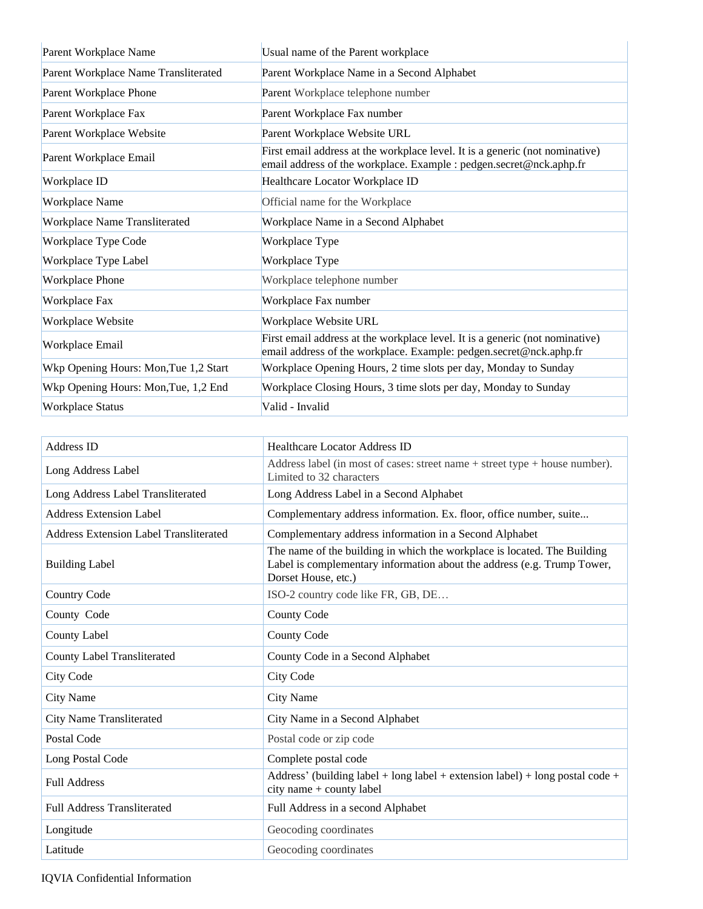| Parent Workplace Name | Usual name of the Parent workplace |
|---|---|
| Parent Workplace Name Transliterated | Parent Workplace Name in a Second Alphabet |
| Parent Workplace Phone | Parent Workplace telephone number |
| Parent Workplace Fax | Parent Workplace Fax number |
| Parent Workplace Website | Parent Workplace Website URL |
| Parent Workplace Email | First email address at the workplace level. It is a generic (not nominative) email address of the workplace. Example : pedgen.secret@nck.aphp.fr |
| Workplace ID | Healthcare Locator Workplace ID |
| Workplace Name | Official name for the Workplace |
| Workplace Name Transliterated | Workplace Name in a Second Alphabet |
| Workplace Type Code | Workplace Type |
| Workplace Type Label | Workplace Type |
| Workplace Phone | Workplace telephone number |
| Workplace Fax | Workplace Fax number |
| Workplace Website | Workplace Website URL |
| Workplace Email | First email address at the workplace level. It is a generic (not nominative) email address of the workplace. Example: pedgen.secret@nck.aphp.fr |
| Wkp Opening Hours: Mon,Tue 1,2 Start | Workplace Opening Hours, 2 time slots per day, Monday to Sunday |
| Wkp Opening Hours: Mon,Tue, 1,2 End | Workplace Closing Hours, 3 time slots per day, Monday to Sunday |
| Workplace Status | Valid - Invalid |

| Address ID | Healthcare Locator Address ID |
|---|---|
| Long Address Label | Address label (in most of cases: street name + street type + house number). Limited to 32 characters |
| Long Address Label Transliterated | Long Address Label in a Second Alphabet |
| Address Extension Label | Complementary address information. Ex. floor, office number, suite... |
| Address Extension Label Transliterated | Complementary address information in a Second Alphabet |
| Building Label | The name of the building in which the workplace is located. The Building Label is complementary information about the address (e.g. Trump Tower, Dorset House, etc.) |
| Country Code | ISO-2 country code like FR, GB, DE… |
| County Code | County Code |
| County Label | County Code |
| County Label Transliterated | County Code in a Second Alphabet |
| City Code | City Code |
| City Name | City Name |
| City Name Transliterated | City Name in a Second Alphabet |
| Postal Code | Postal code or zip code |
| Long Postal Code | Complete postal code |
| Full Address | Address' (building label + long label + extension label) + long postal code + city name + county label |
| Full Address Transliterated | Full Address in a second Alphabet |
| Longitude | Geocoding coordinates |
| Latitude | Geocoding coordinates |

IQVIA Confidential Information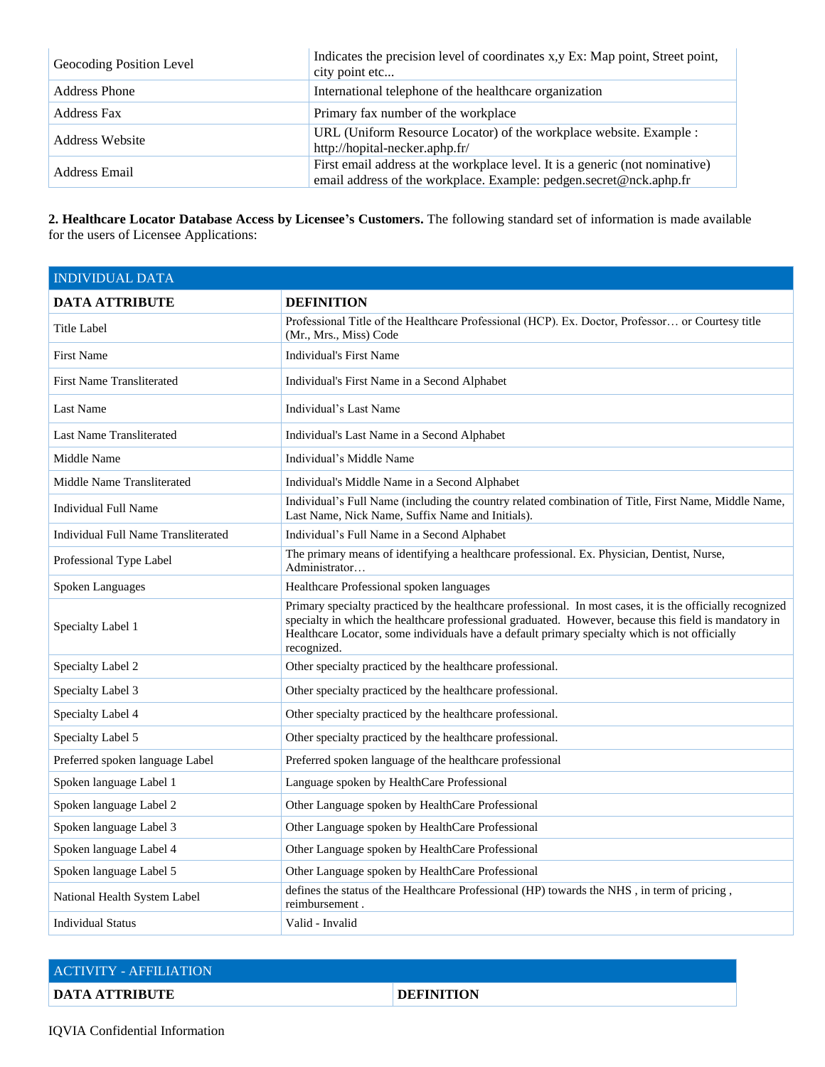| | |
|---|---|
| Geocoding Position Level | Indicates the precision level of coordinates x,y Ex: Map point, Street point, city point etc... |
| Address Phone | International telephone of the healthcare organization |
| Address Fax | Primary fax number of the workplace |
| Address Website | URL (Uniform Resource Locator) of the workplace website. Example : http://hopital-necker.aphp.fr/ |
| Address Email | First email address at the workplace level. It is a generic (not nominative) email address of the workplace. Example: pedgen.secret@nck.aphp.fr |

**2. Healthcare Locator Database Access by Licensee's Customers.** The following standard set of information is made available for the users of Licensee Applications:

| INDIVIDUAL DATA | |
|---|---|
| **DATA ATTRIBUTE** | **DEFINITION** |
| Title Label | Professional Title of the Healthcare Professional (HCP). Ex. Doctor, Professor… or Courtesy title (Mr., Mrs., Miss) Code |
| First Name | Individual's First Name |
| First Name Transliterated | Individual's First Name in a Second Alphabet |
| Last Name | Individual's Last Name |
| Last Name Transliterated | Individual's Last Name in a Second Alphabet |
| Middle Name | Individual's Middle Name |
| Middle Name Transliterated | Individual's Middle Name in a Second Alphabet |
| Individual Full Name | Individual's Full Name (including the country related combination of Title, First Name, Middle Name, Last Name, Nick Name, Suffix Name and Initials). |
| Individual Full Name Transliterated | Individual's Full Name in a Second Alphabet |
| Professional Type Label | The primary means of identifying a healthcare professional. Ex. Physician, Dentist, Nurse, Administrator… |
| Spoken Languages | Healthcare Professional spoken languages |
| Specialty Label 1 | Primary specialty practiced by the healthcare professional. In most cases, it is the officially recognized specialty in which the healthcare professional graduated. However, because this field is mandatory in Healthcare Locator, some individuals have a default primary specialty which is not officially recognized. |
| Specialty Label 2 | Other specialty practiced by the healthcare professional. |
| Specialty Label 3 | Other specialty practiced by the healthcare professional. |
| Specialty Label 4 | Other specialty practiced by the healthcare professional. |
| Specialty Label 5 | Other specialty practiced by the healthcare professional. |
| Preferred spoken language Label | Preferred spoken language of the healthcare professional |
| Spoken language Label 1 | Language spoken by HealthCare Professional |
| Spoken language Label 2 | Other Language spoken by HealthCare Professional |
| Spoken language Label 3 | Other Language spoken by HealthCare Professional |
| Spoken language Label 4 | Other Language spoken by HealthCare Professional |
| Spoken language Label 5 | Other Language spoken by HealthCare Professional |
| National Health System Label | defines the status of the Healthcare Professional (HP) towards the NHS , in term of pricing , reimbursement . |
| Individual Status | Valid - Invalid |

| ACTIVITY - AFFILIATION | |
|---|---|
| **DATA ATTRIBUTE** | **DEFINITION** |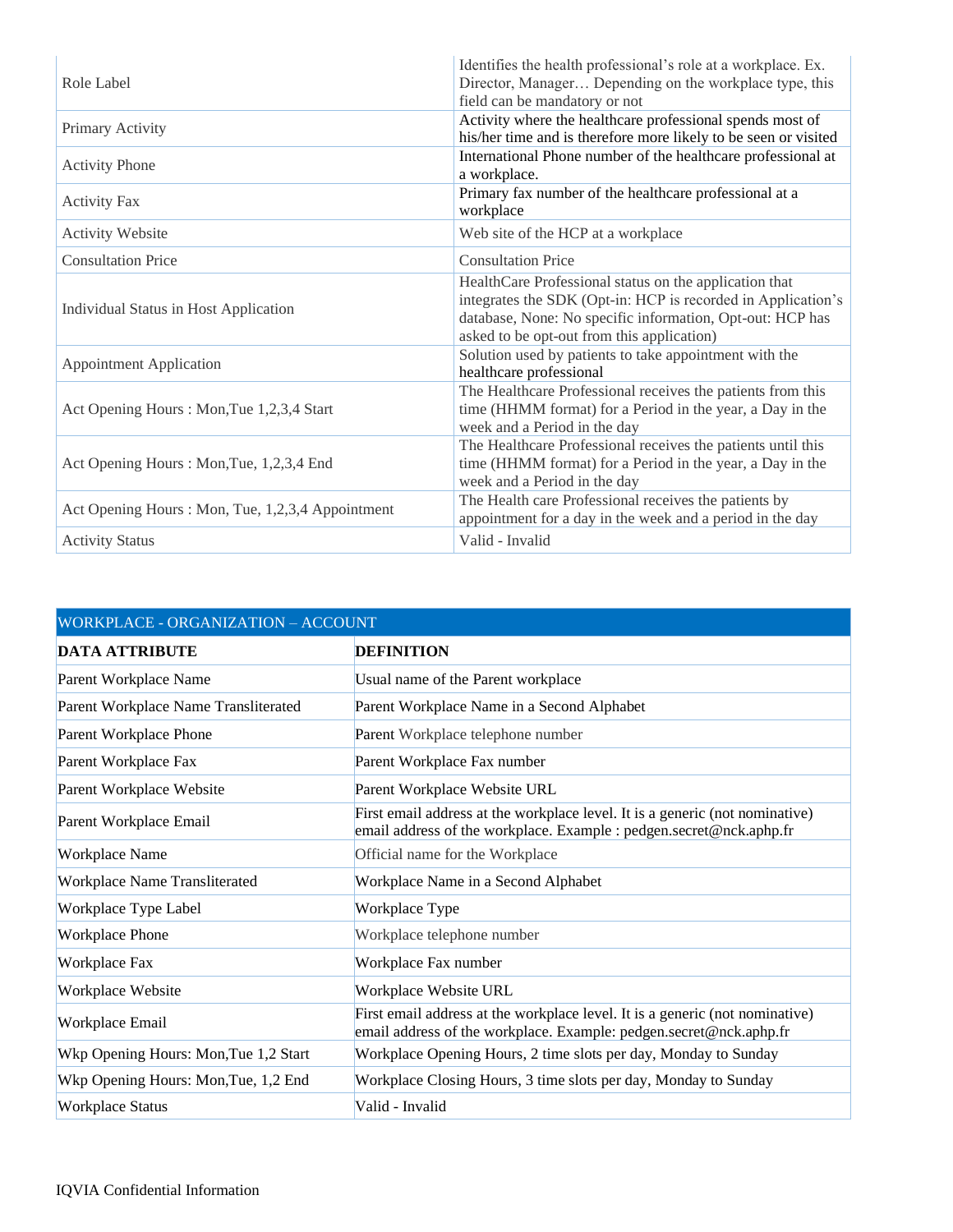| | |
|---|---|
| Role Label | Identifies the health professional's role at a workplace. Ex. Director, Manager… Depending on the workplace type, this field can be mandatory or not |
| Primary Activity | Activity where the healthcare professional spends most of his/her time and is therefore more likely to be seen or visited |
| Activity Phone | International Phone number of the healthcare professional at a workplace. |
| Activity Fax | Primary fax number of the healthcare professional at a workplace |
| Activity Website | Web site of the HCP at a workplace |
| Consultation Price | Consultation Price |
| Individual Status in Host Application | HealthCare Professional status on the application that integrates the SDK (Opt-in: HCP is recorded in Application's database, None: No specific information, Opt-out: HCP has asked to be opt-out from this application) |
| Appointment Application | Solution used by patients to take appointment with the healthcare professional |
| Act Opening Hours : Mon,Tue 1,2,3,4 Start | The Healthcare Professional receives the patients from this time (HHMM format) for a Period in the year, a Day in the week and a Period in the day |
| Act Opening Hours : Mon,Tue, 1,2,3,4 End | The Healthcare Professional receives the patients until this time (HHMM format) for a Period in the year, a Day in the week and a Period in the day |
| Act Opening Hours : Mon, Tue, 1,2,3,4 Appointment | The Health care Professional receives the patients by appointment for a day in the week and a period in the day |
| Activity Status | Valid - Invalid |

| WORKPLACE - ORGANIZATION – ACCOUNT | |
|---|---|
| **DATA ATTRIBUTE** | **DEFINITION** |
| Parent Workplace Name | Usual name of the Parent workplace |
| Parent Workplace Name Transliterated | Parent Workplace Name in a Second Alphabet |
| Parent Workplace Phone | Parent Workplace telephone number |
| Parent Workplace Fax | Parent Workplace Fax number |
| Parent Workplace Website | Parent Workplace Website URL |
| Parent Workplace Email | First email address at the workplace level. It is a generic (not nominative) email address of the workplace. Example : pedgen.secret@nck.aphp.fr |
| Workplace Name | Official name for the Workplace |
| Workplace Name Transliterated | Workplace Name in a Second Alphabet |
| Workplace Type Label | Workplace Type |
| Workplace Phone | Workplace telephone number |
| Workplace Fax | Workplace Fax number |
| Workplace Website | Workplace Website URL |
| Workplace Email | First email address at the workplace level. It is a generic (not nominative) email address of the workplace. Example: pedgen.secret@nck.aphp.fr |
| Wkp Opening Hours: Mon,Tue 1,2 Start | Workplace Opening Hours, 2 time slots per day, Monday to Sunday |
| Wkp Opening Hours: Mon,Tue, 1,2 End | Workplace Closing Hours, 3 time slots per day, Monday to Sunday |
| Workplace Status | Valid - Invalid |

IQVIA Confidential Information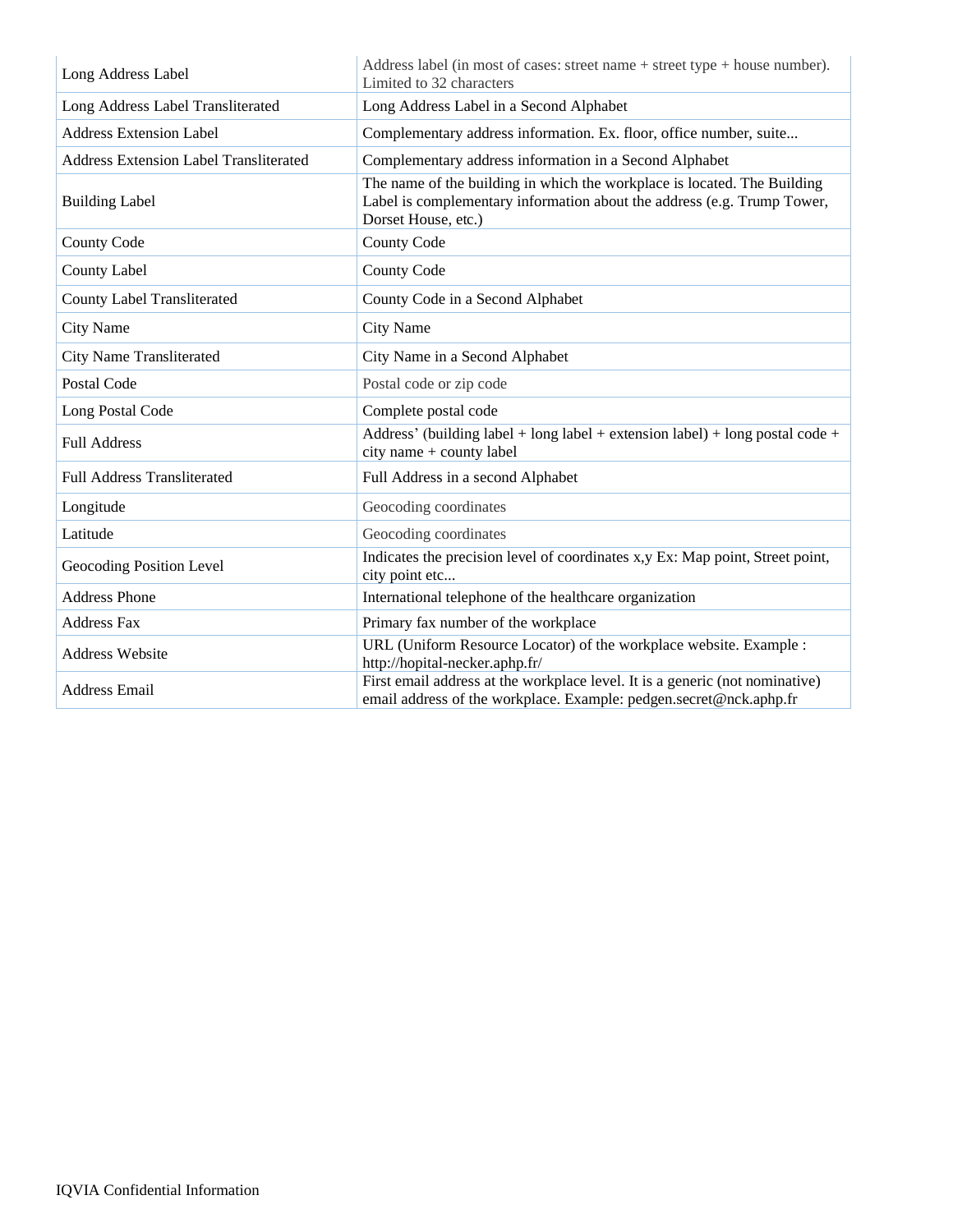| | |
|---|---|
| Long Address Label | Address label (in most of cases: street name + street type + house number). Limited to 32 characters |
| Long Address Label Transliterated | Long Address Label in a Second Alphabet |
| Address Extension Label | Complementary address information. Ex. floor, office number, suite... |
| Address Extension Label Transliterated | Complementary address information in a Second Alphabet |
| Building Label | The name of the building in which the workplace is located. The Building Label is complementary information about the address (e.g. Trump Tower, Dorset House, etc.) |
| County Code | County Code |
| County Label | County Code |
| County Label Transliterated | County Code in a Second Alphabet |
| City Name | City Name |
| City Name Transliterated | City Name in a Second Alphabet |
| Postal Code | Postal code or zip code |
| Long Postal Code | Complete postal code |
| Full Address | Address' (building label + long label + extension label) + long postal code + city name + county label |
| Full Address Transliterated | Full Address in a second Alphabet |
| Longitude | Geocoding coordinates |
| Latitude | Geocoding coordinates |
| Geocoding Position Level | Indicates the precision level of coordinates x,y Ex: Map point, Street point, city point etc... |
| Address Phone | International telephone of the healthcare organization |
| Address Fax | Primary fax number of the workplace |
| Address Website | URL (Uniform Resource Locator) of the workplace website. Example : http://hopital-necker.aphp.fr/ |
| Address Email | First email address at the workplace level. It is a generic (not nominative) email address of the workplace. Example: pedgen.secret@nck.aphp.fr |